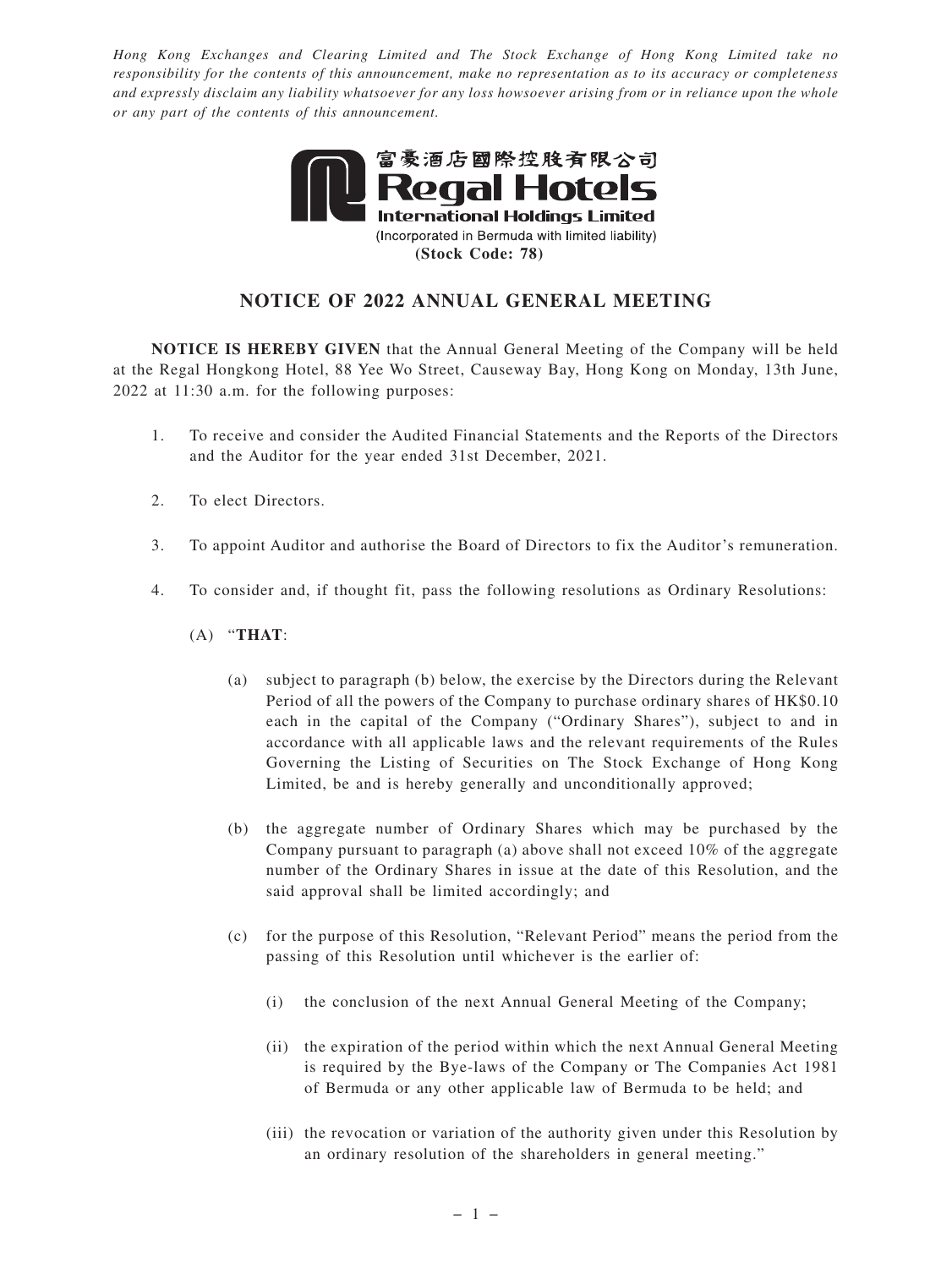*Hong Kong Exchanges and Clearing Limited and The Stock Exchange of Hong Kong Limited take no responsibility for the contents of this announcement, make no representation as to its accuracy or completeness and expressly disclaim any liability whatsoever for any loss howsoever arising from or in reliance upon the whole or any part of the contents of this announcement.*

富豪酒店國際控股有限公司
**Regal Hotels**
**International Holdings Limited**
(Incorporated in Bermuda with limited liability)
**(Stock Code: 78)**

## NOTICE OF 2022 ANNUAL GENERAL MEETING

**NOTICE IS HEREBY GIVEN** that the Annual General Meeting of the Company will be held at the Regal Hongkong Hotel, 88 Yee Wo Street, Causeway Bay, Hong Kong on Monday, 13th June, 2022 at 11:30 a.m. for the following purposes:

1. To receive and consider the Audited Financial Statements and the Reports of the Directors and the Auditor for the year ended 31st December, 2021.

2. To elect Directors.

3. To appoint Auditor and authorise the Board of Directors to fix the Auditor's remuneration.

4. To consider and, if thought fit, pass the following resolutions as Ordinary Resolutions:

   (A) "**THAT**:

   (a) subject to paragraph (b) below, the exercise by the Directors during the Relevant Period of all the powers of the Company to purchase ordinary shares of HK$0.10 each in the capital of the Company ("Ordinary Shares"), subject to and in accordance with all applicable laws and the relevant requirements of the Rules Governing the Listing of Securities on The Stock Exchange of Hong Kong Limited, be and is hereby generally and unconditionally approved;

   (b) the aggregate number of Ordinary Shares which may be purchased by the Company pursuant to paragraph (a) above shall not exceed 10% of the aggregate number of the Ordinary Shares in issue at the date of this Resolution, and the said approval shall be limited accordingly; and

   (c) for the purpose of this Resolution, "Relevant Period" means the period from the passing of this Resolution until whichever is the earlier of:

      (i) the conclusion of the next Annual General Meeting of the Company;

      (ii) the expiration of the period within which the next Annual General Meeting is required by the Bye-laws of the Company or The Companies Act 1981 of Bermuda or any other applicable law of Bermuda to be held; and

      (iii) the revocation or variation of the authority given under this Resolution by an ordinary resolution of the shareholders in general meeting."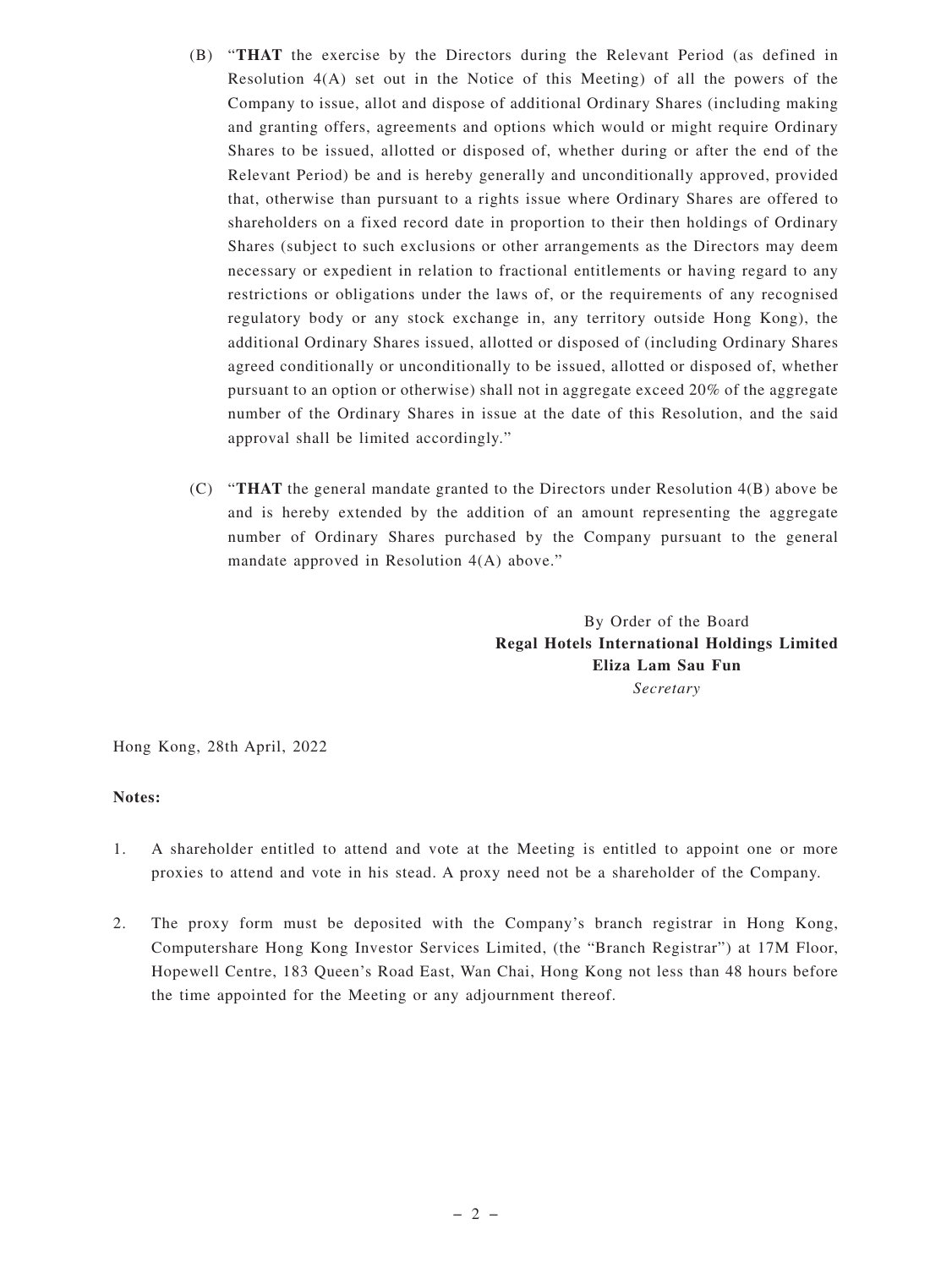(B) "**THAT** the exercise by the Directors during the Relevant Period (as defined in Resolution 4(A) set out in the Notice of this Meeting) of all the powers of the Company to issue, allot and dispose of additional Ordinary Shares (including making and granting offers, agreements and options which would or might require Ordinary Shares to be issued, allotted or disposed of, whether during or after the end of the Relevant Period) be and is hereby generally and unconditionally approved, provided that, otherwise than pursuant to a rights issue where Ordinary Shares are offered to shareholders on a fixed record date in proportion to their then holdings of Ordinary Shares (subject to such exclusions or other arrangements as the Directors may deem necessary or expedient in relation to fractional entitlements or having regard to any restrictions or obligations under the laws of, or the requirements of any recognised regulatory body or any stock exchange in, any territory outside Hong Kong), the additional Ordinary Shares issued, allotted or disposed of (including Ordinary Shares agreed conditionally or unconditionally to be issued, allotted or disposed of, whether pursuant to an option or otherwise) shall not in aggregate exceed 20% of the aggregate number of the Ordinary Shares in issue at the date of this Resolution, and the said approval shall be limited accordingly."

(C) "**THAT** the general mandate granted to the Directors under Resolution 4(B) above be and is hereby extended by the addition of an amount representing the aggregate number of Ordinary Shares purchased by the Company pursuant to the general mandate approved in Resolution 4(A) above."

By Order of the Board
**Regal Hotels International Holdings Limited**
**Eliza Lam Sau Fun**
*Secretary*

Hong Kong, 28th April, 2022

**Notes:**

1. A shareholder entitled to attend and vote at the Meeting is entitled to appoint one or more proxies to attend and vote in his stead. A proxy need not be a shareholder of the Company.

2. The proxy form must be deposited with the Company's branch registrar in Hong Kong, Computershare Hong Kong Investor Services Limited, (the "Branch Registrar") at 17M Floor, Hopewell Centre, 183 Queen's Road East, Wan Chai, Hong Kong not less than 48 hours before the time appointed for the Meeting or any adjournment thereof.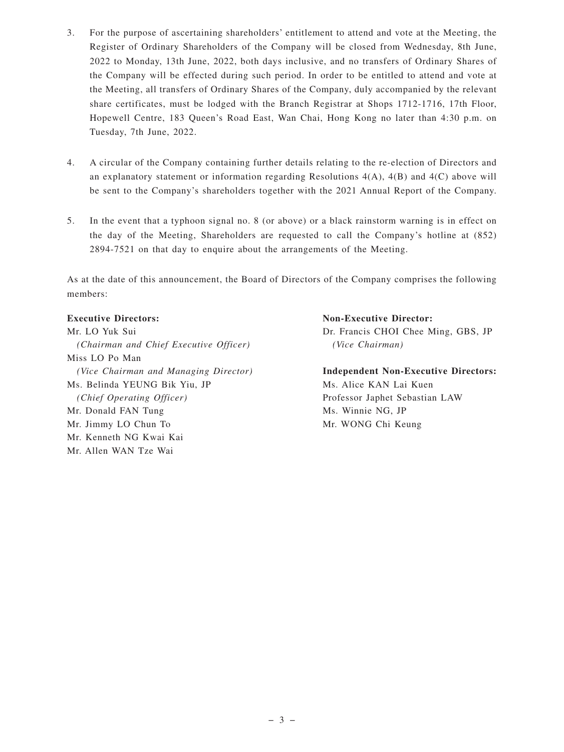3. For the purpose of ascertaining shareholders' entitlement to attend and vote at the Meeting, the Register of Ordinary Shareholders of the Company will be closed from Wednesday, 8th June, 2022 to Monday, 13th June, 2022, both days inclusive, and no transfers of Ordinary Shares of the Company will be effected during such period. In order to be entitled to attend and vote at the Meeting, all transfers of Ordinary Shares of the Company, duly accompanied by the relevant share certificates, must be lodged with the Branch Registrar at Shops 1712-1716, 17th Floor, Hopewell Centre, 183 Queen's Road East, Wan Chai, Hong Kong no later than 4:30 p.m. on Tuesday, 7th June, 2022.

4. A circular of the Company containing further details relating to the re-election of Directors and an explanatory statement or information regarding Resolutions 4(A), 4(B) and 4(C) above will be sent to the Company's shareholders together with the 2021 Annual Report of the Company.

5. In the event that a typhoon signal no. 8 (or above) or a black rainstorm warning is in effect on the day of the Meeting, Shareholders are requested to call the Company's hotline at (852) 2894-7521 on that day to enquire about the arrangements of the Meeting.

As at the date of this announcement, the Board of Directors of the Company comprises the following members:

**Executive Directors:**

Mr. LO Yuk Sui
*(Chairman and Chief Executive Officer)*
Miss LO Po Man
*(Vice Chairman and Managing Director)*
Ms. Belinda YEUNG Bik Yiu, JP
*(Chief Operating Officer)*
Mr. Donald FAN Tung
Mr. Jimmy LO Chun To
Mr. Kenneth NG Kwai Kai
Mr. Allen WAN Tze Wai

**Non-Executive Director:**

Dr. Francis CHOI Chee Ming, GBS, JP
*(Vice Chairman)*

**Independent Non-Executive Directors:**

Ms. Alice KAN Lai Kuen
Professor Japhet Sebastian LAW
Ms. Winnie NG, JP
Mr. WONG Chi Keung